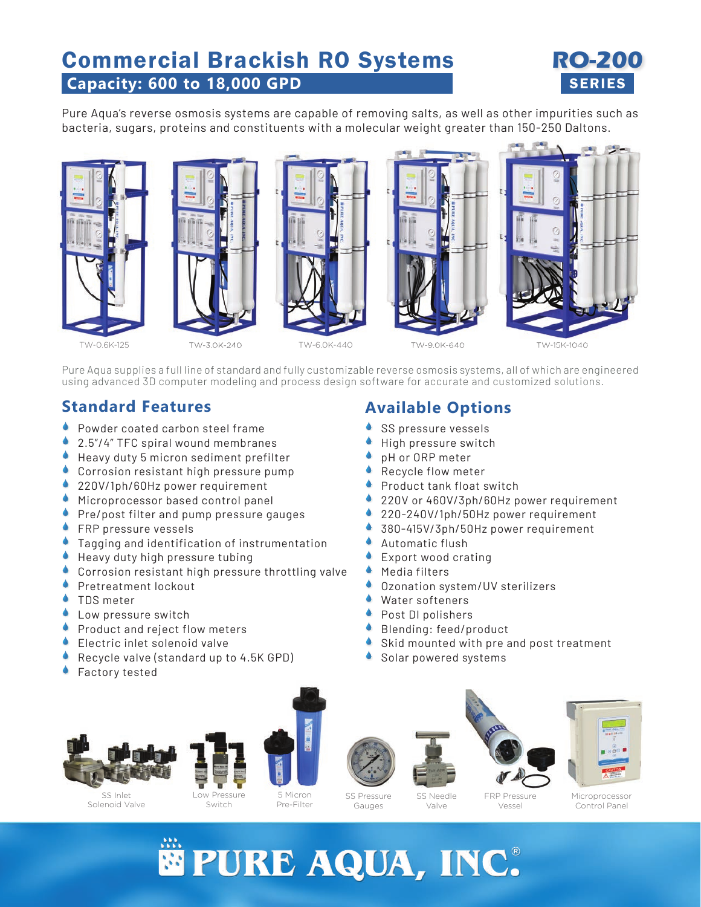# Commercial Brackish RO Systems

## Capacity: 600 to 18,000 GPD

**RO-200 SERIES**

Pure Aqua's reverse osmosis systems are capable of removing salts, as well as other impurities such as bacteria, sugars, proteins and constituents with a molecular weight greater than 150-250 Daltons.

TW-0.6K-125 TW-3.0K-240 TW-6.0K-440 TW-9.0K-640 TW-15K-1040

Pure Aqua supplies a full line of standard and fully customizable reverse osmosis systems, all of which are engineered using advanced 3D computer modeling and process design software for accurate and customized solutions.

## Standard Features

- Powder coated carbon steel frame
- 2.5"/4" TFC spiral wound membranes
- Heavy duty 5 micron sediment prefilter
- Corrosion resistant high pressure pump
- 220V/1ph/60Hz power requirement
- Microprocessor based control panel
- Pre/post filter and pump pressure gauges
- FRP pressure vessels
- Tagging and identification of instrumentation
- Heavy duty high pressure tubing
- Corrosion resistant high pressure throttling valve
- Pretreatment lockout
- TDS meter
- Low pressure switch
- Product and reject flow meters
- Electric inlet solenoid valve
- Recycle valve (standard up to 4.5K GPD)
- Factory tested

## Available Options

- SS pressure vessels
- High pressure switch
- pH or ORP meter
- Recycle flow meter
- Product tank float switch
- 220V or 460V/3ph/60Hz power requirement
- 220-240V/1ph/50Hz power requirement
- 380-415V/3ph/50Hz power requirement
- Automatic flush
- Export wood crating
- Media filters
- Ozonation system/UV sterilizers
- Water softeners
- Post DI polishers
- Blending: feed/product
- Skid mounted with pre and post treatment
- Solar powered systems

SS Inlet Solenoid Valve | Low Pressure Switch | 5 Micron Pre-Filter | SS Pressure Gauges | SS Needle Valve | FRP Pressure Vessel | Microprocessor Control Panel

PURE AQUA, INC.®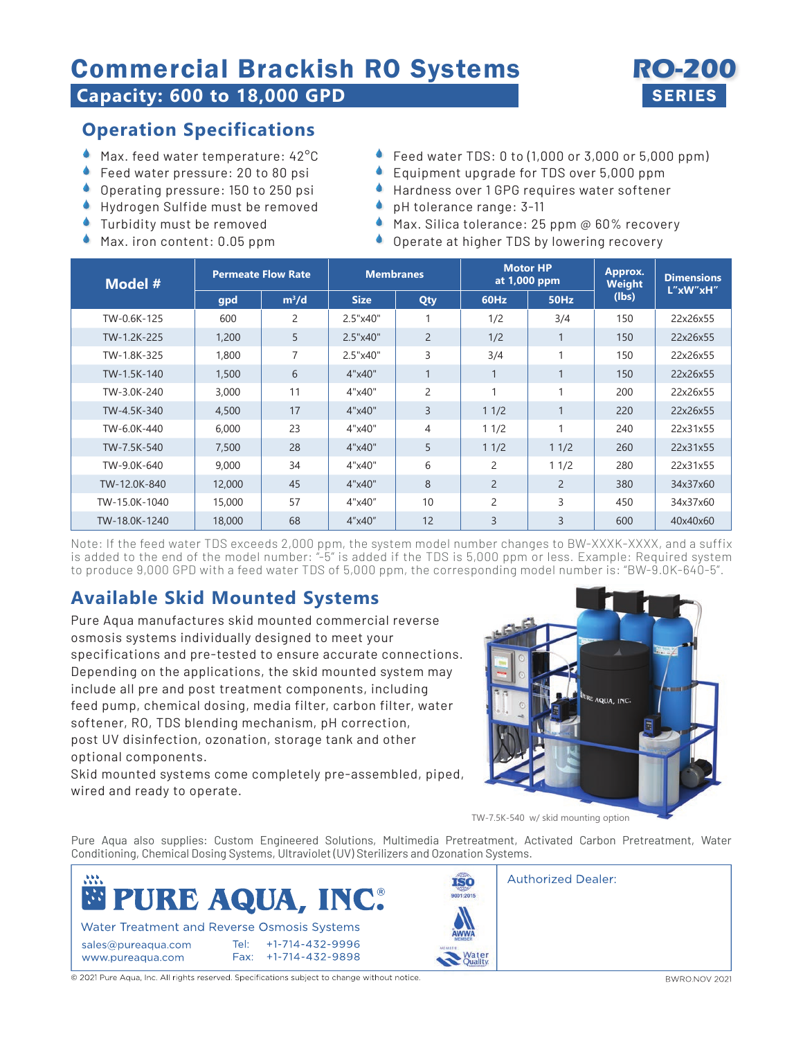# Commercial Brackish RO Systems

## Capacity: 600 to 18,000 GPD

**RO-200 SERIES**

### Operation Specifications

- Max. feed water temperature: 42°C
- Feed water pressure: 20 to 80 psi
- Operating pressure: 150 to 250 psi
- Hydrogen Sulfide must be removed
- Turbidity must be removed
- Max. iron content: 0.05 ppm
- Feed water TDS: 0 to (1,000 or 3,000 or 5,000 ppm)
- Equipment upgrade for TDS over 5,000 ppm
- Hardness over 1 GPG requires water softener
- pH tolerance range: 3-11
- Max. Silica tolerance: 25 ppm @ 60% recovery
- Operate at higher TDS by lowering recovery

| Model # | Permeate Flow Rate | | Membranes | | Motor HP at 1,000 ppm | | Approx. Weight (lbs) | Dimensions L"xW"xH" |
|---|---|---|---|---|---|---|---|---|
| | gpd | m³/d | Size | Qty | 60Hz | 50Hz | | |
| TW-0.6K-125 | 600 | 2 | 2.5"x40" | 1 | 1/2 | 3/4 | 150 | 22x26x55 |
| TW-1.2K-225 | 1,200 | 5 | 2.5"x40" | 2 | 1/2 | 1 | 150 | 22x26x55 |
| TW-1.8K-325 | 1,800 | 7 | 2.5"x40" | 3 | 3/4 | 1 | 150 | 22x26x55 |
| TW-1.5K-140 | 1,500 | 6 | 4"x40" | 1 | 1 | 1 | 150 | 22x26x55 |
| TW-3.0K-240 | 3,000 | 11 | 4"x40" | 2 | 1 | 1 | 200 | 22x26x55 |
| TW-4.5K-340 | 4,500 | 17 | 4"x40" | 3 | 1 1/2 | 1 | 220 | 22x26x55 |
| TW-6.0K-440 | 6,000 | 23 | 4"x40" | 4 | 1 1/2 | 1 | 240 | 22x31x55 |
| TW-7.5K-540 | 7,500 | 28 | 4"x40" | 5 | 1 1/2 | 1 1/2 | 260 | 22x31x55 |
| TW-9.0K-640 | 9,000 | 34 | 4"x40" | 6 | 2 | 1 1/2 | 280 | 22x31x55 |
| TW-12.0K-840 | 12,000 | 45 | 4"x40" | 8 | 2 | 2 | 380 | 34x37x60 |
| TW-15.0K-1040 | 15,000 | 57 | 4"x40" | 10 | 2 | 3 | 450 | 34x37x60 |
| TW-18.0K-1240 | 18,000 | 68 | 4"x40" | 12 | 3 | 3 | 600 | 40x40x60 |

Note: If the feed water TDS exceeds 2,000 ppm, the system model number changes to BW-XXXK-XXXX, and a suffix is added to the end of the model number: "-5" is added if the TDS is 5,000 ppm or less. Example: Required system to produce 9,000 GPD with a feed water TDS of 5,000 ppm, the corresponding model number is: "BW-9.0K-640-5".

## Available Skid Mounted Systems

Pure Aqua manufactures skid mounted commercial reverse osmosis systems individually designed to meet your specifications and pre-tested to ensure accurate connections. Depending on the applications, the skid mounted system may include all pre and post treatment components, including feed pump, chemical dosing, media filter, carbon filter, water softener, RO, TDS blending mechanism, pH correction, post UV disinfection, ozonation, storage tank and other optional components.

Skid mounted systems come completely pre-assembled, piped, wired and ready to operate.

TW-7.5K-540 w/ skid mounting option

Pure Aqua also supplies: Custom Engineered Solutions, Multimedia Pretreatment, Activated Carbon Pretreatment, Water Conditioning, Chemical Dosing Systems, Ultraviolet (UV) Sterilizers and Ozonation Systems.

**PURE AQUA, INC.®**

Water Treatment and Reverse Osmosis Systems

sales@pureaqua.com Tel: +1-714-432-9996

www.pureaqua.com Fax: +1-714-432-9898

ISO 9001:2015

AWWA MEMBER

MEMBER Water Quality

Authorized Dealer:

© 2021 Pure Aqua, Inc. All rights reserved. Specifications subject to change without notice.

BWRO.NOV 2021